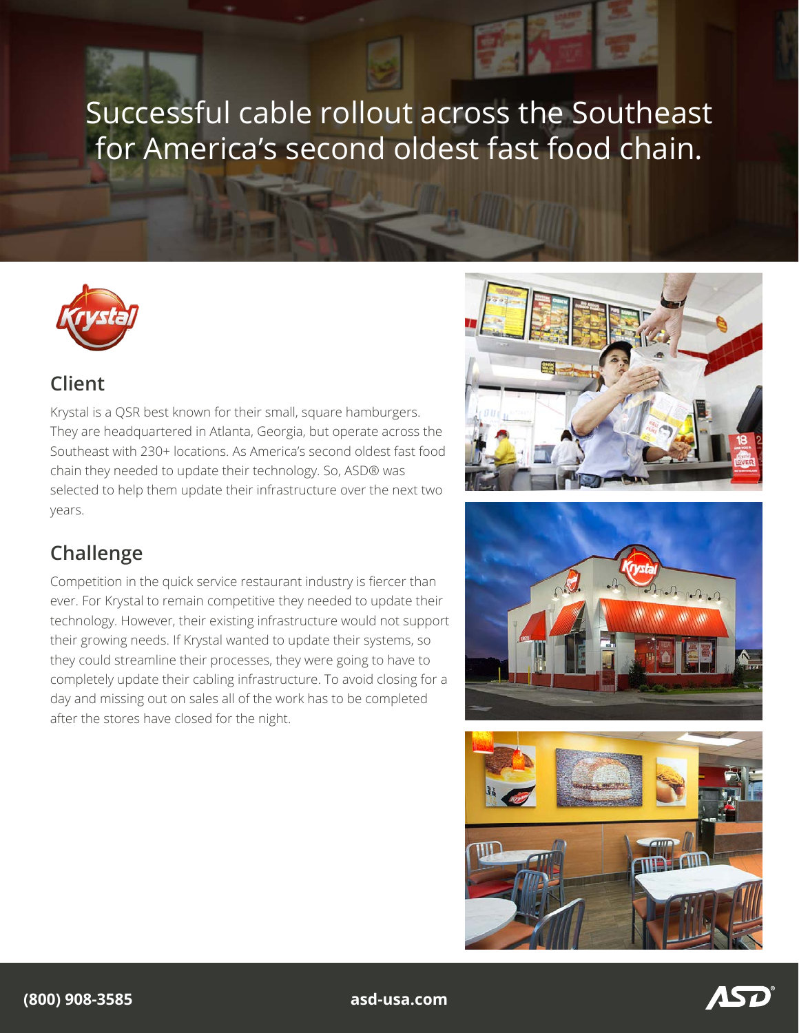# Successful cable rollout across the Southeast for America's second oldest fast food chain.

## Client

Krystal is a QSR best known for their small, square hamburgers. They are headquartered in Atlanta, Georgia, but operate across the Southeast with 230+ locations. As America's second oldest fast food chain they needed to update their technology. So, ASD® was selected to help them update their infrastructure over the next two years.

## Challenge

Competition in the quick service restaurant industry is fiercer than ever. For Krystal to remain competitive they needed to update their technology. However, their existing infrastructure would not support their growing needs. If Krystal wanted to update their systems, so they could streamline their processes, they were going to have to completely update their cabling infrastructure. To avoid closing for a day and missing out on sales all of the work has to be completed after the stores have closed for the night.

**(800) 908-3585** **asd-usa.com**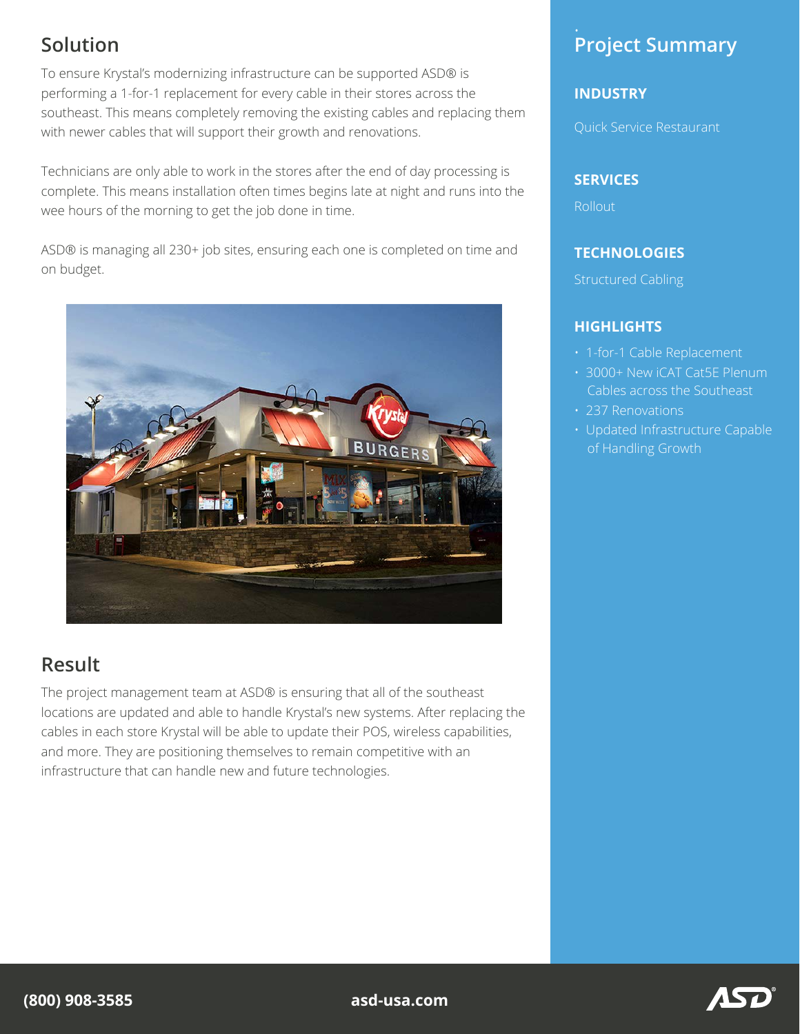## Solution

To ensure Krystal's modernizing infrastructure can be supported ASD® is performing a 1-for-1 replacement for every cable in their stores across the southeast. This means completely removing the existing cables and replacing them with newer cables that will support their growth and renovations.

Technicians are only able to work in the stores after the end of day processing is complete. This means installation often times begins late at night and runs into the wee hours of the morning to get the job done in time.

ASD® is managing all 230+ job sites, ensuring each one is completed on time and on budget.

## Result

The project management team at ASD® is ensuring that all of the southeast locations are updated and able to handle Krystal's new systems. After replacing the cables in each store Krystal will be able to update their POS, wireless capabilities, and more. They are positioning themselves to remain competitive with an infrastructure that can handle new and future technologies.

## Project Summary

### INDUSTRY

Quick Service Restaurant

### SERVICES

Rollout

### TECHNOLOGIES

Structured Cabling

### HIGHLIGHTS

- 1-for-1 Cable Replacement
- 3000+ New iCAT Cat5E Plenum Cables across the Southeast
- 237 Renovations
- Updated Infrastructure Capable of Handling Growth

**(800) 908-3585** **asd-usa.com**